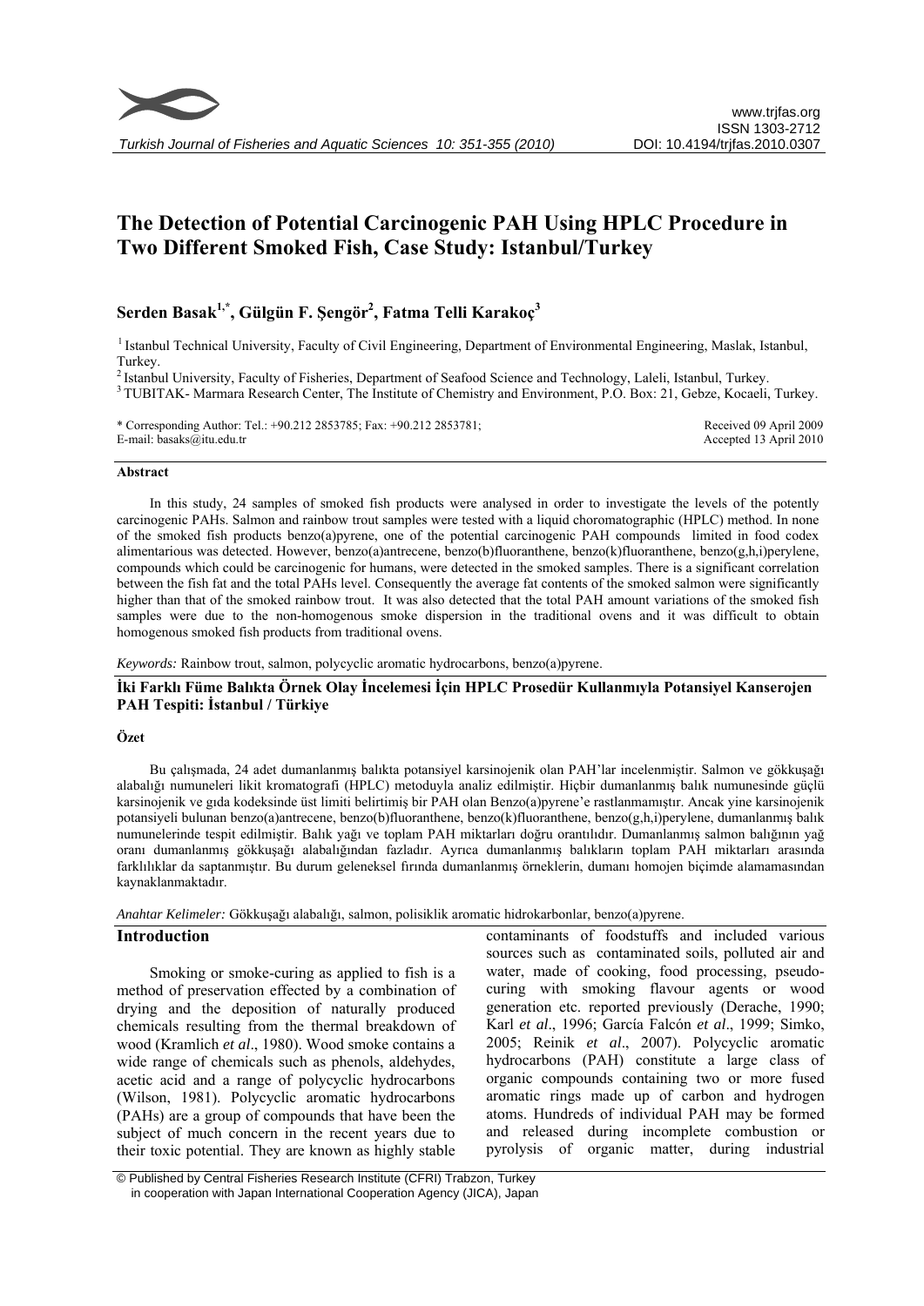# The Detection of Potential Carcinogenic PAH Using HPLC Procedure in Two Different Smoked Fish, Case Study: Istanbul/Turkey

**Serden Basak[1,*], Gülgün F. Şengör[2], Fatma Telli Karakoç[3]**

[1] Istanbul Technical University, Faculty of Civil Engineering, Department of Environmental Engineering, Maslak, Istanbul, Turkey.

[2] Istanbul University, Faculty of Fisheries, Department of Seafood Science and Technology, Laleli, Istanbul, Turkey.

[3] TUBITAK- Marmara Research Center, The Institute of Chemistry and Environment, P.O. Box: 21, Gebze, Kocaeli, Turkey.

\* Corresponding Author: Tel.: +90.212 2853785; Fax: +90.212 2853781;
E-mail: basaks@itu.edu.tr

Received 09 April 2009
Accepted 13 April 2010

#### Abstract

In this study, 24 samples of smoked fish products were analysed in order to investigate the levels of the potently carcinogenic PAHs. Salmon and rainbow trout samples were tested with a liquid chromatographic (HPLC) method. In none of the smoked fish products benzo(a)pyrene, one of the potential carcinogenic PAH compounds limited in food codex alimentarious was detected. However, benzo(a)antrecene, benzo(b)fluoranthene, benzo(k)fluoranthene, benzo(g,h,i)perylene, compounds which could be carcinogenic for humans, were detected in the smoked samples. There is a significant correlation between the fish fat and the total PAHs level. Consequently the average fat contents of the smoked salmon were significantly higher than that of the smoked rainbow trout. It was also detected that the total PAH amount variations of the smoked fish samples were due to the non-homogenous smoke dispersion in the traditional ovens and it was difficult to obtain homogenous smoked fish products from traditional ovens.

*Keywords:* Rainbow trout, salmon, polycyclic aromatic hydrocarbons, benzo(a)pyrene.

### İki Farklı Füme Balıkta Örnek Olay İncelemesi İçin HPLC Prosedür Kullanmıyla Potansiyel Kanserojen PAH Tespiti: İstanbul / Türkiye

#### Özet

Bu çalışmada, 24 adet dumanlanmış balıkta potansiyel karsinojenik olan PAH'lar incelenmiştir. Salmon ve gökkuşağı alabalığı numuneleri likit kromatografi (HPLC) metoduyla analiz edilmiştir. Hiçbir dumanlanmış balık numunesinde güçlü karsinojenik ve gıda kodeksinde üst limiti belirtilmiş bir PAH olan Benzo(a)pyrene'e rastlanmamıştır. Ancak yine karsinojenik potansiyeli bulunan benzo(a)antrecene, benzo(b)fluoranthene, benzo(k)fluoranthene, benzo(g,h,i)perylene, dumanlanmış balık numunelerinde tespit edilmiştir. Balık yağı ve toplam PAH miktarları doğru orantılıdır. Dumanlanmış salmon balığının yağ oranı dumanlanmış gökkuşağı alabalığından fazladır. Ayrıca dumanlanmış balıkların toplam PAH miktarları arasında farklılıklar da saptanmıştır. Bu durum geleneksel fırında dumanlanmış örneklerin, dumanı homojen biçimde alamamasından kaynaklanmaktadır.

*Anahtar Kelimeler:* Gökkuşağı alabalığı, salmon, polisiklik aromatic hidrokarbonlar, benzo(a)pyrene.

## Introduction

Smoking or smoke-curing as applied to fish is a method of preservation effected by a combination of drying and the deposition of naturally produced chemicals resulting from the thermal breakdown of wood (Kramlich *et al*., 1980). Wood smoke contains a wide range of chemicals such as phenols, aldehydes, acetic acid and a range of polycyclic hydrocarbons (Wilson, 1981). Polycyclic aromatic hydrocarbons (PAHs) are a group of compounds that have been the subject of much concern in the recent years due to their toxic potential. They are known as highly stable contaminants of foodstuffs and included various sources such as contaminated soils, polluted air and water, made of cooking, food processing, pseudo-curing with smoking flavour agents or wood generation etc. reported previously (Derache, 1990; Karl *et al*., 1996; García Falcón *et al*., 1999; Simko, 2005; Reinik *et al*., 2007). Polycyclic aromatic hydrocarbons (PAH) constitute a large class of organic compounds containing two or more fused aromatic rings made up of carbon and hydrogen atoms. Hundreds of individual PAH may be formed and released during incomplete combustion or pyrolysis of organic matter, during industrial

© Published by Central Fisheries Research Institute (CFRI) Trabzon, Turkey in cooperation with Japan International Cooperation Agency (JICA), Japan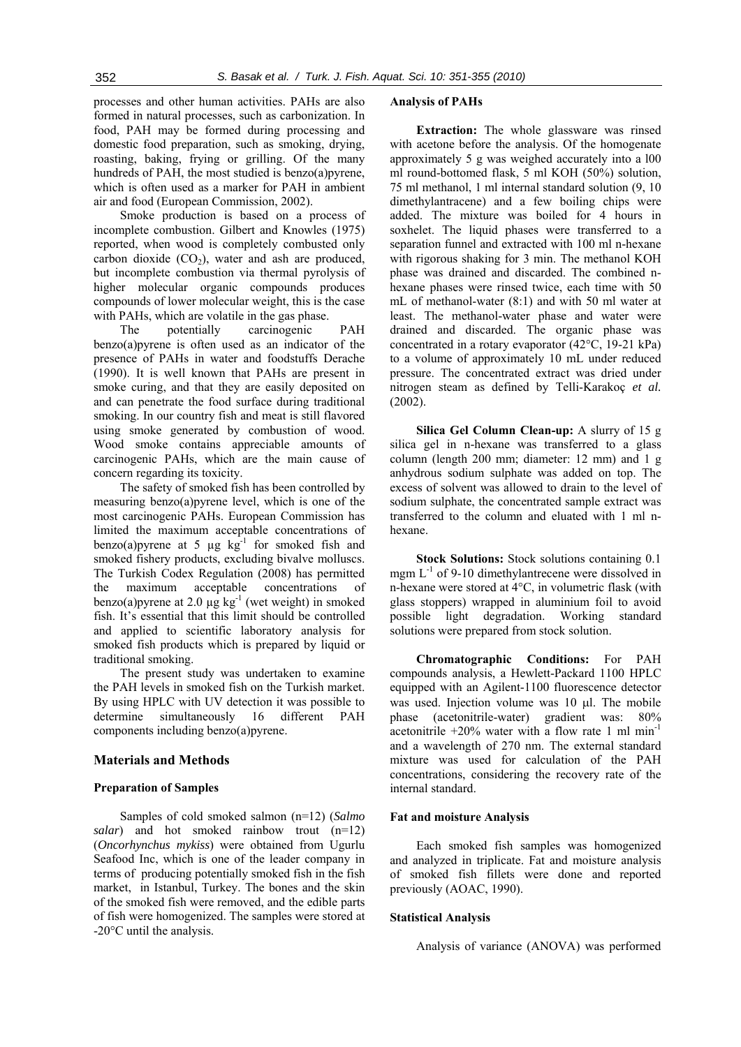processes and other human activities. PAHs are also formed in natural processes, such as carbonization. In food, PAH may be formed during processing and domestic food preparation, such as smoking, drying, roasting, baking, frying or grilling. Of the many hundreds of PAH, the most studied is benzo(a)pyrene, which is often used as a marker for PAH in ambient air and food (European Commission, 2002).

Smoke production is based on a process of incomplete combustion. Gilbert and Knowles (1975) reported, when wood is completely combusted only carbon dioxide ($CO_2$), water and ash are produced, but incomplete combustion via thermal pyrolysis of higher molecular organic compounds produces compounds of lower molecular weight, this is the case with PAHs, which are volatile in the gas phase.

The potentially carcinogenic PAH benzo(a)pyrene is often used as an indicator of the presence of PAHs in water and foodstuffs Derache (1990). It is well known that PAHs are present in smoke curing, and that they are easily deposited on and can penetrate the food surface during traditional smoking. In our country fish and meat is still flavored using smoke generated by combustion of wood. Wood smoke contains appreciable amounts of carcinogenic PAHs, which are the main cause of concern regarding its toxicity.

The safety of smoked fish has been controlled by measuring benzo(a)pyrene level, which is one of the most carcinogenic PAHs. European Commission has limited the maximum acceptable concentrations of benzo(a)pyrene at 5 µg $kg^{-1}$ for smoked fish and smoked fishery products, excluding bivalve molluscs. The Turkish Codex Regulation (2008) has permitted the maximum acceptable concentrations of benzo(a)pyrene at 2.0 µg $kg^{-1}$ (wet weight) in smoked fish. It's essential that this limit should be controlled and applied to scientific laboratory analysis for smoked fish products which is prepared by liquid or traditional smoking.

The present study was undertaken to examine the PAH levels in smoked fish on the Turkish market. By using HPLC with UV detection it was possible to determine simultaneously 16 different PAH components including benzo(a)pyrene.

## Materials and Methods

### Preparation of Samples

Samples of cold smoked salmon (n=12) (*Salmo salar*) and hot smoked rainbow trout (n=12) (*Oncorhynchus mykiss*) were obtained from Ugurlu Seafood Inc, which is one of the leader company in terms of producing potentially smoked fish in the fish market, in Istanbul, Turkey. The bones and the skin of the smoked fish were removed, and the edible parts of fish were homogenized. The samples were stored at -20°C until the analysis.

### Analysis of PAHs

**Extraction:** The whole glassware was rinsed with acetone before the analysis. Of the homogenate approximately 5 g was weighed accurately into a l00 ml round-bottomed flask, 5 ml KOH (50%) solution, 75 ml methanol, 1 ml internal standard solution (9, 10 dimethylantracene) and a few boiling chips were added. The mixture was boiled for 4 hours in soxhelet. The liquid phases were transferred to a separation funnel and extracted with 100 ml n-hexane with rigorous shaking for 3 min. The methanol KOH phase was drained and discarded. The combined n-hexane phases were rinsed twice, each time with 50 mL of methanol-water (8:1) and with 50 ml water at least. The methanol-water phase and water were drained and discarded. The organic phase was concentrated in a rotary evaporator (42°C, 19-21 kPa) to a volume of approximately 10 mL under reduced pressure. The concentrated extract was dried under nitrogen steam as defined by Telli-Karakoç *et al.* (2002).

**Silica Gel Column Clean-up:** A slurry of 15 g silica gel in n-hexane was transferred to a glass column (length 200 mm; diameter: 12 mm) and 1 g anhydrous sodium sulphate was added on top. The excess of solvent was allowed to drain to the level of sodium sulphate, the concentrated sample extract was transferred to the column and eluated with 1 ml n-hexane.

**Stock Solutions:** Stock solutions containing 0.1 mgm $L^{-1}$ of 9-10 dimethylantrecene were dissolved in n-hexane were stored at 4°C, in volumetric flask (with glass stoppers) wrapped in aluminium foil to avoid possible light degradation. Working standard solutions were prepared from stock solution.

**Chromatographic Conditions:** For PAH compounds analysis, a Hewlett-Packard 1100 HPLC equipped with an Agilent-1100 fluorescence detector was used. Injection volume was 10 µl. The mobile phase (acetonitrile-water) gradient was: 80% acetonitrile +20% water with a flow rate 1 ml $min^{-1}$ and a wavelength of 270 nm. The external standard mixture was used for calculation of the PAH concentrations, considering the recovery rate of the internal standard.

### Fat and moisture Analysis

Each smoked fish samples was homogenized and analyzed in triplicate. Fat and moisture analysis of smoked fish fillets were done and reported previously (AOAC, 1990).

### Statistical Analysis

Analysis of variance (ANOVA) was performed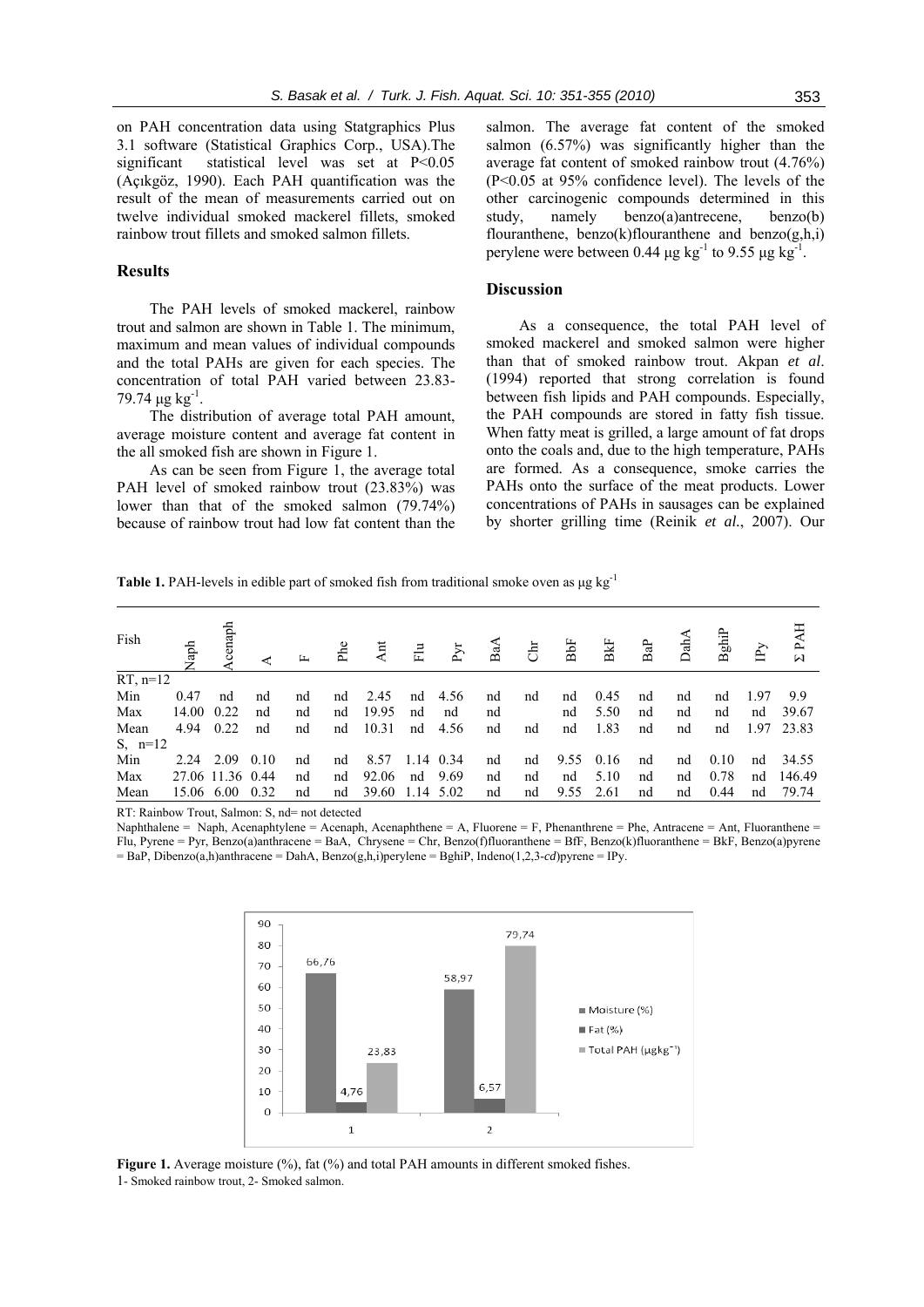on PAH concentration data using Statgraphics Plus 3.1 software (Statistical Graphics Corp., USA).The significant statistical level was set at $P<0.05$ (Açıkgöz, 1990). Each PAH quantification was the result of the mean of measurements carried out on twelve individual smoked mackerel fillets, smoked rainbow trout fillets and smoked salmon fillets.

## Results

The PAH levels of smoked mackerel, rainbow trout and salmon are shown in Table 1. The minimum, maximum and mean values of individual compounds and the total PAHs are given for each species. The concentration of total PAH varied between 23.83-79.74 μg $kg^{-1}$.

The distribution of average total PAH amount, average moisture content and average fat content in the all smoked fish are shown in Figure 1.

As can be seen from Figure 1, the average total PAH level of smoked rainbow trout (23.83%) was lower than that of the smoked salmon (79.74%) because of rainbow trout had low fat content than the salmon. The average fat content of the smoked salmon (6.57%) was significantly higher than the average fat content of smoked rainbow trout (4.76%) ($P<0.05$ at 95% confidence level). The levels of the other carcinogenic compounds determined in this study, namely benzo(a)antrecene, benzo(b) flouranthene, benzo(k)flouranthene and benzo(g,h,i) perylene were between 0.44 μg $kg^{-1}$ to 9.55 μg $kg^{-1}$.

## Discussion

As a consequence, the total PAH level of smoked mackerel and smoked salmon were higher than that of smoked rainbow trout. Akpan *et al*. (1994) reported that strong correlation is found between fish lipids and PAH compounds. Especially, the PAH compounds are stored in fatty fish tissue. When fatty meat is grilled, a large amount of fat drops onto the coals and, due to the high temperature, PAHs are formed. As a consequence, smoke carries the PAHs onto the surface of the meat products. Lower concentrations of PAHs in sausages can be explained by shorter grilling time (Reinik *et al.*, 2007). Our

**Table 1.** PAH-levels in edible part of smoked fish from traditional smoke oven as μg $kg^{-1}$

| Fish | Naph | Acenaph | A | F | Phe | Ant | Flu | Pyr | BaA | Chr | BbF | BkF | BaP | DahA | BghiP | IPy | Σ PAH |
|---|---|---|---|---|---|---|---|---|---|---|---|---|---|---|---|---|---|
| RT, n=12 | | | | | | | | | | | | | | | | | |
| Min | 0.47 | nd | nd | nd | nd | 2.45 | nd | 4.56 | nd | nd | nd | 0.45 | nd | nd | nd | 1.97 | 9.9 |
| Max | 14.00 | 0.22 | nd | nd | nd | 19.95 | nd | nd | nd | | nd | 5.50 | nd | nd | nd | nd | 39.67 |
| Mean | 4.94 | 0.22 | nd | nd | nd | 10.31 | nd | 4.56 | nd | nd | nd | 1.83 | nd | nd | nd | 1.97 | 23.83 |
| S, n=12 | | | | | | | | | | | | | | | | | |
| Min | 2.24 | 2.09 | 0.10 | nd | nd | 8.57 | 1.14 | 0.34 | nd | nd | 9.55 | 0.16 | nd | nd | 0.10 | nd | 34.55 |
| Max | 27.06 | 11.36 | 0.44 | nd | nd | 92.06 | nd | 9.69 | nd | nd | nd | 5.10 | nd | nd | 0.78 | nd | 146.49 |
| Mean | 15.06 | 6.00 | 0.32 | nd | nd | 39.60 | 1.14 | 5.02 | nd | nd | 9.55 | 2.61 | nd | nd | 0.44 | nd | 79.74 |

RT: Rainbow Trout, Salmon: S, nd= not detected

Naphthalene = Naph, Acenaphtylene = Acenaph, Acenaphthene = A, Fluorene = F, Phenanthrene = Phe, Antracene = Ant, Fluoranthene = Flu, Pyrene = Pyr, Benzo(a)anthracene = BaA, Chrysene = Chr, Benzo(f)fluoranthene = BfF, Benzo(k)fluoranthene = BkF, Benzo(a)pyrene = BaP, Dibenzo(a,h)anthracene = DahA, Benzo(g,h,i)perylene = BghiP, Indeno(1,2,3-*cd*)pyrene = IPy.

**Figure 1.** Average moisture (%), fat (%) and total PAH amounts in different smoked fishes.
1- Smoked rainbow trout, 2- Smoked salmon.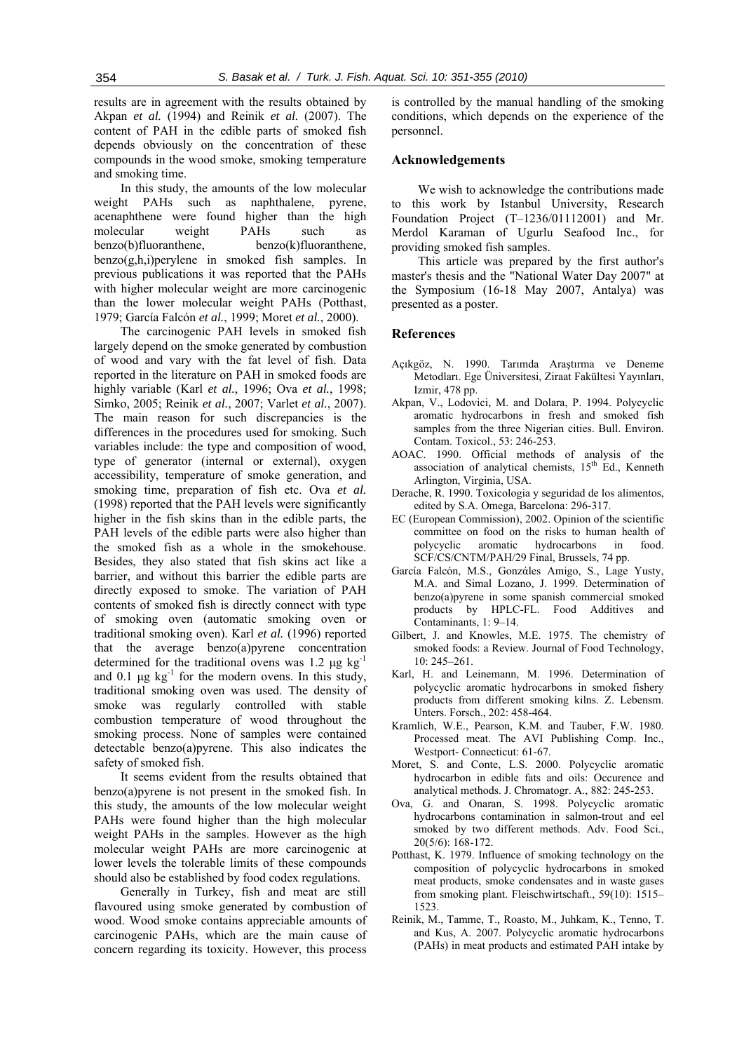results are in agreement with the results obtained by Akpan *et al.* (1994) and Reinik *et al.* (2007). The content of PAH in the edible parts of smoked fish depends obviously on the concentration of these compounds in the wood smoke, smoking temperature and smoking time.

In this study, the amounts of the low molecular weight PAHs such as naphthalene, pyrene, acenaphthene were found higher than the high molecular weight PAHs such as benzo(b)fluoranthene, benzo(k)fluoranthene, benzo(g,h,i)perylene in smoked fish samples. In previous publications it was reported that the PAHs with higher molecular weight are more carcinogenic than the lower molecular weight PAHs (Potthast, 1979; García Falcón *et al.*, 1999; Moret *et al.*, 2000).

The carcinogenic PAH levels in smoked fish largely depend on the smoke generated by combustion of wood and vary with the fat level of fish. Data reported in the literature on PAH in smoked foods are highly variable (Karl *et al.*, 1996; Ova *et al.*, 1998; Simko, 2005; Reinik *et al.*, 2007; Varlet *et al.*, 2007). The main reason for such discrepancies is the differences in the procedures used for smoking. Such variables include: the type and composition of wood, type of generator (internal or external), oxygen accessibility, temperature of smoke generation, and smoking time, preparation of fish etc. Ova *et al.* (1998) reported that the PAH levels were significantly higher in the fish skins than in the edible parts, the PAH levels of the edible parts were also higher than the smoked fish as a whole in the smokehouse. Besides, they also stated that fish skins act like a barrier, and without this barrier the edible parts are directly exposed to smoke. The variation of PAH contents of smoked fish is directly connect with type of smoking oven (automatic smoking oven or traditional smoking oven). Karl *et al.* (1996) reported that the average benzo(a)pyrene concentration determined for the traditional ovens was 1.2 µg $kg^{-1}$ and 0.1 µg $kg^{-1}$ for the modern ovens. In this study, traditional smoking oven was used. The density of smoke was regularly controlled with stable combustion temperature of wood throughout the smoking process. None of samples were contained detectable benzo(a)pyrene. This also indicates the safety of smoked fish.

It seems evident from the results obtained that benzo(a)pyrene is not present in the smoked fish. In this study, the amounts of the low molecular weight PAHs were found higher than the high molecular weight PAHs in the samples. However as the high molecular weight PAHs are more carcinogenic at lower levels the tolerable limits of these compounds should also be established by food codex regulations.

Generally in Turkey, fish and meat are still flavoured using smoke generated by combustion of wood. Wood smoke contains appreciable amounts of carcinogenic PAHs, which are the main cause of concern regarding its toxicity. However, this process is controlled by the manual handling of the smoking conditions, which depends on the experience of the personnel.

## Acknowledgements

We wish to acknowledge the contributions made to this work by Istanbul University, Research Foundation Project (T–1236/01112001) and Mr. Merdol Karaman of Ugurlu Seafood Inc., for providing smoked fish samples.

This article was prepared by the first author's master's thesis and the "National Water Day 2007" at the Symposium (16-18 May 2007, Antalya) was presented as a poster.

## References

Açıkgöz, N. 1990. Tarımda Araştırma ve Deneme Metodları. Ege Üniversitesi, Ziraat Fakültesi Yayınları, Izmir, 478 pp.

Akpan, V., Lodovici, M. and Dolara, P. 1994. Polycyclic aromatic hydrocarbons in fresh and smoked fish samples from the three Nigerian cities. Bull. Environ. Contam. Toxicol., 53: 246-253.

AOAC. 1990. Official methods of analysis of the association of analytical chemists, 15th Ed., Kenneth Arlington, Virginia, USA.

Derache, R. 1990. Toxicologia y seguridad de los alimentos, edited by S.A. Omega, Barcelona: 296-317.

EC (European Commission), 2002. Opinion of the scientific committee on food on the risks to human health of polycyclic aromatic hydrocarbons in food. SCF/CS/CNTM/PAH/29 Final, Brussels, 74 pp.

García Falcón, M.S., Gonzάles Amigo, S., Lage Yusty, M.A. and Simal Lozano, J. 1999. Determination of benzo(a)pyrene in some spanish commercial smoked products by HPLC-FL. Food Additives and Contaminants, 1: 9–14.

Gilbert, J. and Knowles, M.E. 1975. The chemistry of smoked foods: a Review. Journal of Food Technology, 10: 245–261.

Karl, H. and Leinemann, M. 1996. Determination of polycyclic aromatic hydrocarbons in smoked fishery products from different smoking kilns. Z. Lebensm. Unters. Forsch., 202: 458-464.

Kramlich, W.E., Pearson, K.M. and Tauber, F.W. 1980. Processed meat. The AVI Publishing Comp. Inc., Westport- Connecticut: 61-67.

Moret, S. and Conte, L.S. 2000. Polycyclic aromatic hydrocarbon in edible fats and oils: Occurence and analytical methods. J. Chromatogr. A., 882: 245-253.

Ova, G. and Onaran, S. 1998. Polycyclic aromatic hydrocarbons contamination in salmon-trout and eel smoked by two different methods. Adv. Food Sci., 20(5/6): 168-172.

Potthast, K. 1979. Influence of smoking technology on the composition of polycyclic hydrocarbons in smoked meat products, smoke condensates and in waste gases from smoking plant. Fleischwirtschaft., 59(10): 1515–1523.

Reinik, M., Tamme, T., Roasto, M., Juhkam, K., Tenno, T. and Kus, A. 2007. Polycyclic aromatic hydrocarbons (PAHs) in meat products and estimated PAH intake by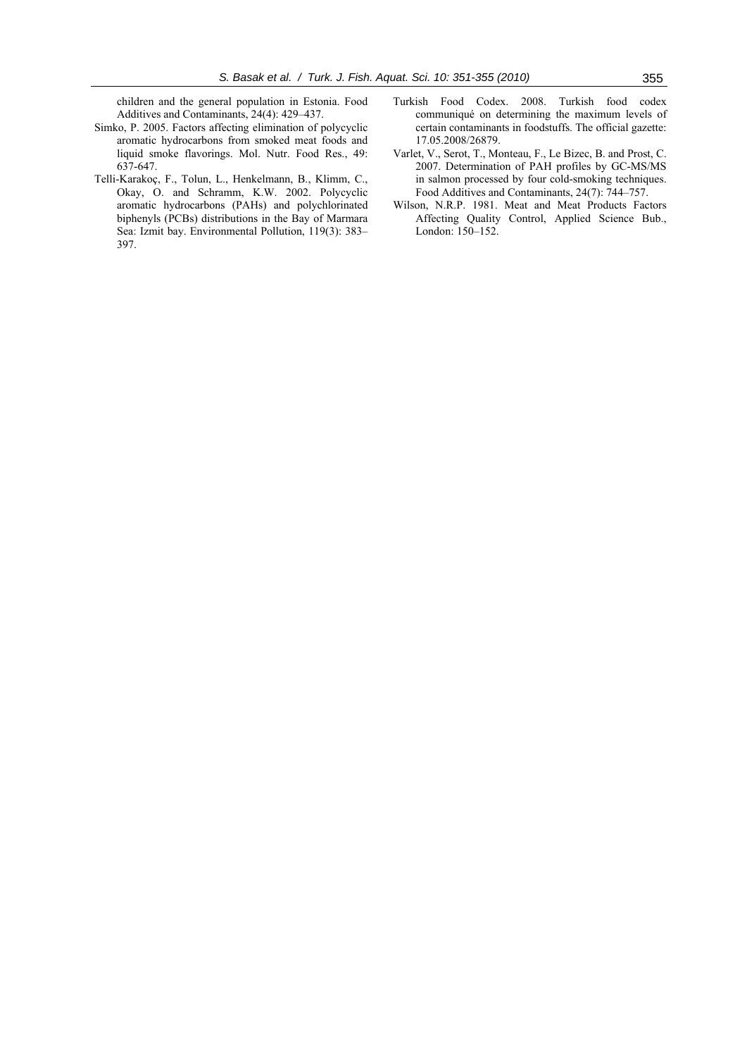children and the general population in Estonia. Food Additives and Contaminants, 24(4): 429–437.

Simko, P. 2005. Factors affecting elimination of polycyclic aromatic hydrocarbons from smoked meat foods and liquid smoke flavorings. Mol. Nutr. Food Res., 49: 637-647.

Telli-Karakoç, F., Tolun, L., Henkelmann, B., Klimm, C., Okay, O. and Schramm, K.W. 2002. Polycyclic aromatic hydrocarbons (PAHs) and polychlorinated biphenyls (PCBs) distributions in the Bay of Marmara Sea: Izmit bay. Environmental Pollution, 119(3): 383–397.

Turkish Food Codex. 2008. Turkish food codex communiqué on determining the maximum levels of certain contaminants in foodstuffs. The official gazette: 17.05.2008/26879.

Varlet, V., Serot, T., Monteau, F., Le Bizec, B. and Prost, C. 2007. Determination of PAH profiles by GC-MS/MS in salmon processed by four cold-smoking techniques. Food Additives and Contaminants, 24(7): 744–757.

Wilson, N.R.P. 1981. Meat and Meat Products Factors Affecting Quality Control, Applied Science Bub., London: 150–152.